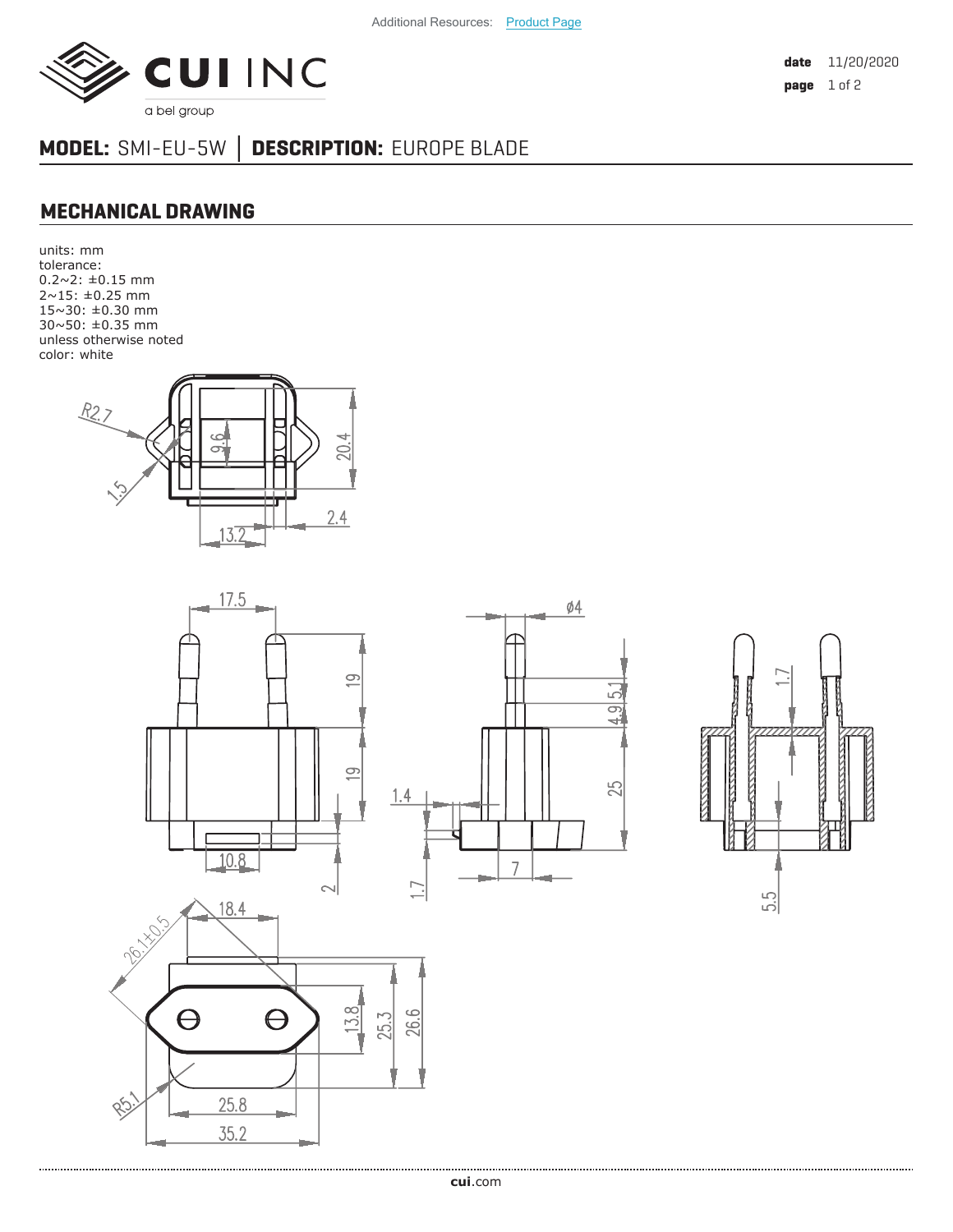Additional Resources: Product Page

**MODEL:** SMI-EU-5W | **DESCRIPTION:** EUROPE BLADE

## MECHANICAL DRAWING

units: mm
tolerance:
0.2~2: ±0.15 mm
2~15: ±0.25 mm
15~30: ±0.30 mm
30~50: ±0.35 mm
unless otherwise noted
color: white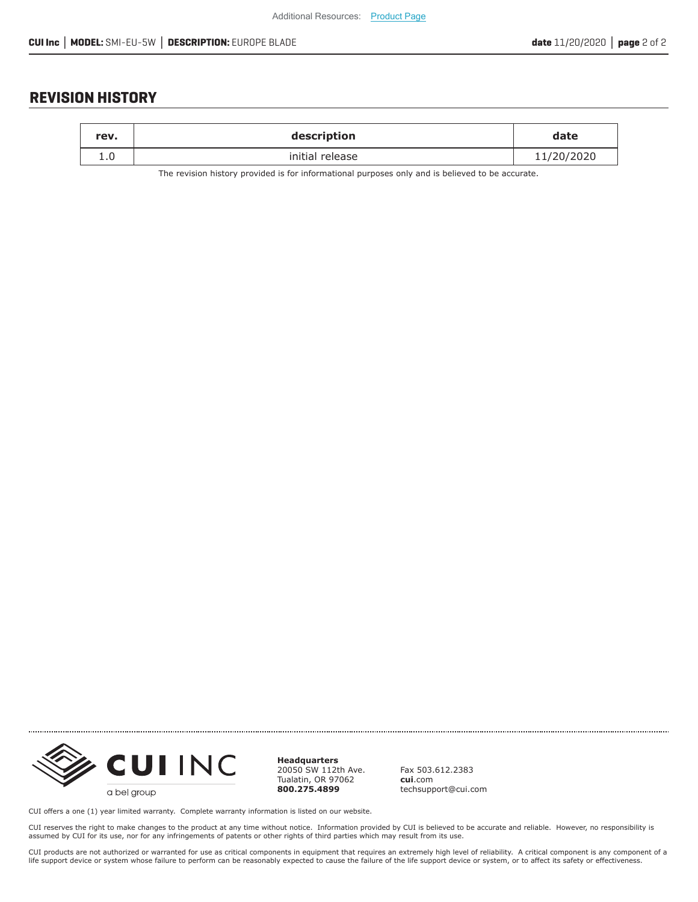## REVISION HISTORY

| rev. | description | date |
| --- | --- | --- |
| 1.0 | initial release | 11/20/2020 |

The revision history provided is for informational purposes only and is believed to be accurate.

**Headquarters**
20050 SW 112th Ave.
Tualatin, OR 97062
**800.275.4899**

Fax 503.612.2383
**cui**.com
techsupport@cui.com

CUI offers a one (1) year limited warranty. Complete warranty information is listed on our website.

CUI reserves the right to make changes to the product at any time without notice. Information provided by CUI is believed to be accurate and reliable. However, no responsibility is assumed by CUI for its use, nor for any infringements of patents or other rights of third parties which may result from its use.

CUI products are not authorized or warranted for use as critical components in equipment that requires an extremely high level of reliability. A critical component is any component of a life support device or system whose failure to perform can be reasonably expected to cause the failure of the life support device or system, or to affect its safety or effectiveness.